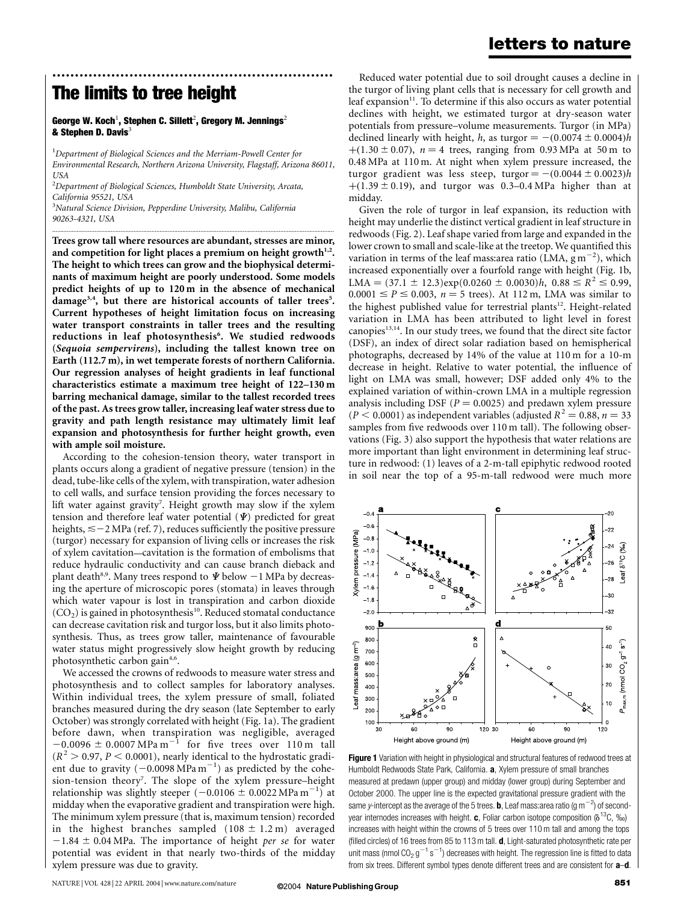# The limits to tree height

**George W. Koch[1], Stephen C. Sillett[2], Gregory M. Jennings[2] & Stephen D. Davis[3]**

[1]*Department of Biological Sciences and the Merriam-Powell Center for Environmental Research, Northern Arizona University, Flagstaff, Arizona 86011, USA*

[2]*Department of Biological Sciences, Humboldt State University, Arcata, California 95521, USA*

[3]*Natural Science Division, Pepperdine University, Malibu, California 90263-4321, USA*

**Trees grow tall where resources are abundant, stresses are minor, and competition for light places a premium on height growth[1,2]. The height to which trees can grow and the biophysical determinants of maximum height are poorly understood. Some models predict heights of up to 120 m in the absence of mechanical damage[3,4], but there are historical accounts of taller trees[5]. Current hypotheses of height limitation focus on increasing water transport constraints in taller trees and the resulting reductions in leaf photosynthesis[6]. We studied redwoods (*Sequoia sempervirens*), including the tallest known tree on Earth (112.7 m), in wet temperate forests of northern California. Our regression analyses of height gradients in leaf functional characteristics estimate a maximum tree height of 122–130 m barring mechanical damage, similar to the tallest recorded trees of the past. As trees grow taller, increasing leaf water stress due to gravity and path length resistance may ultimately limit leaf expansion and photosynthesis for further height growth, even with ample soil moisture.**

According to the cohesion-tension theory, water transport in plants occurs along a gradient of negative pressure (tension) in the dead, tube-like cells of the xylem, with transpiration, water adhesion to cell walls, and surface tension providing the forces necessary to lift water against gravity[7]. Height growth may slow if the xylem tension and therefore leaf water potential ($\Psi$) predicted for great heights, $\lesssim -2$ MPa (ref. 7), reduces sufficiently the positive pressure (turgor) necessary for expansion of living cells or increases the risk of xylem cavitation—cavitation is the formation of embolisms that reduce hydraulic conductivity and can cause branch dieback and plant death[8,9]. Many trees respond to $\Psi$ below $-1$ MPa by decreasing the aperture of microscopic pores (stomata) in leaves through which water vapour is lost in transpiration and carbon dioxide ($CO_2$) is gained in photosynthesis[10]. Reduced stomatal conductance can decrease cavitation risk and turgor loss, but it also limits photosynthesis. Thus, as trees grow taller, maintenance of favourable water status might progressively slow height growth by reducing photosynthetic carbon gain[4,6].

We accessed the crowns of redwoods to measure water stress and photosynthesis and to collect samples for laboratory analyses. Within individual trees, the xylem pressure of small, foliated branches measured during the dry season (late September to early October) was strongly correlated with height (Fig. 1a). The gradient before dawn, when transpiration was negligible, averaged $-0.0096 \pm 0.0007\,\mathrm{MPa\,m^{-1}}$ for five trees over 110 m tall ($R^2 > 0.97$, $P < 0.0001$), nearly identical to the hydrostatic gradient due to gravity ($-0.0098\,\mathrm{MPa\,m^{-1}}$) as predicted by the cohesion-tension theory[7]. The slope of the xylem pressure–height relationship was slightly steeper ($-0.0106 \pm 0.0022\,\mathrm{MPa\,m^{-1}}$) at midday when the evaporative gradient and transpiration were high. The minimum xylem pressure (that is, maximum tension) recorded in the highest branches sampled ($108 \pm 1.2$ m) averaged $-1.84 \pm 0.04$ MPa. The importance of height *per se* for water potential was evident in that nearly two-thirds of the midday xylem pressure was due to gravity.

Reduced water potential due to soil drought causes a decline in the turgor of living plant cells that is necessary for cell growth and leaf expansion[11]. To determine if this also occurs as water potential declines with height, we estimated turgor at dry-season water potentials from pressure–volume measurements. Turgor (in MPa) declined linearly with height, $h$, as turgor $= -(0.0074 \pm 0.0004)h + (1.30 \pm 0.07)$, $n = 4$ trees, ranging from 0.93 MPa at 50 m to 0.48 MPa at 110 m. At night when xylem pressure increased, the turgor gradient was less steep, turgor $= -(0.0044 \pm 0.0023)h + (1.39 \pm 0.19)$, and turgor was 0.3–0.4 MPa higher than at midday.

Given the role of turgor in leaf expansion, its reduction with height may underlie the distinct vertical gradient in leaf structure in redwoods (Fig. 2). Leaf shape varied from large and expanded in the lower crown to small and scale-like at the treetop. We quantified this variation in terms of the leaf mass:area ratio (LMA, $\mathrm{g\,m^{-2}}$), which increased exponentially over a fourfold range with height (Fig. 1b, LMA $= (37.1 \pm 12.3)\exp(0.0260 \pm 0.0030)h$, $0.88 \le R^2 \le 0.99$, $0.0001 \le P \le 0.003$, $n = 5$ trees). At 112 m, LMA was similar to the highest published value for terrestrial plants[12]. Height-related variation in LMA has been attributed to light level in forest canopies[13,14]. In our study trees, we found that the direct site factor (DSF), an index of direct solar radiation based on hemispherical photographs, decreased by 14% of the value at 110 m for a 10-m decrease in height. Relative to water potential, the influence of light on LMA was small, however; DSF added only 4% to the explained variation of within-crown LMA in a multiple regression analysis including DSF ($P = 0.0025$) and predawn xylem pressure ($P < 0.0001$) as independent variables (adjusted $R^2 = 0.88$, $n = 33$ samples from five redwoods over 110 m tall). The following observations (Fig. 3) also support the hypothesis that water relations are more important than light environment in determining leaf structure in redwood: (1) leaves of a 2-m-tall epiphytic redwood rooted in soil near the top of a 95-m-tall redwood were much more

**Figure 1** Variation with height in physiological and structural features of redwood trees at Humboldt Redwoods State Park, California. **a**, Xylem pressure of small branches measured at predawn (upper group) and midday (lower group) during September and October 2000. The upper line is the expected gravitational pressure gradient with the same $y$-intercept as the average of the 5 trees. **b**, Leaf mass:area ratio ($\mathrm{g\,m^{-2}}$) of second-year internodes increases with height. **c**, Foliar carbon isotope composition ($\delta^{13}C$, ‰) increases with height within the crowns of 5 trees over 110 m tall and among the tops (filled circles) of 16 trees from 85 to 113 m tall. **d**, Light-saturated photosynthetic rate per unit mass ($\mathrm{nmol\,CO_2\,g^{-1}\,s^{-1}}$) decreases with height. The regression line is fitted to data from six trees. Different symbol types denote different trees and are consistent for **a**–**d**.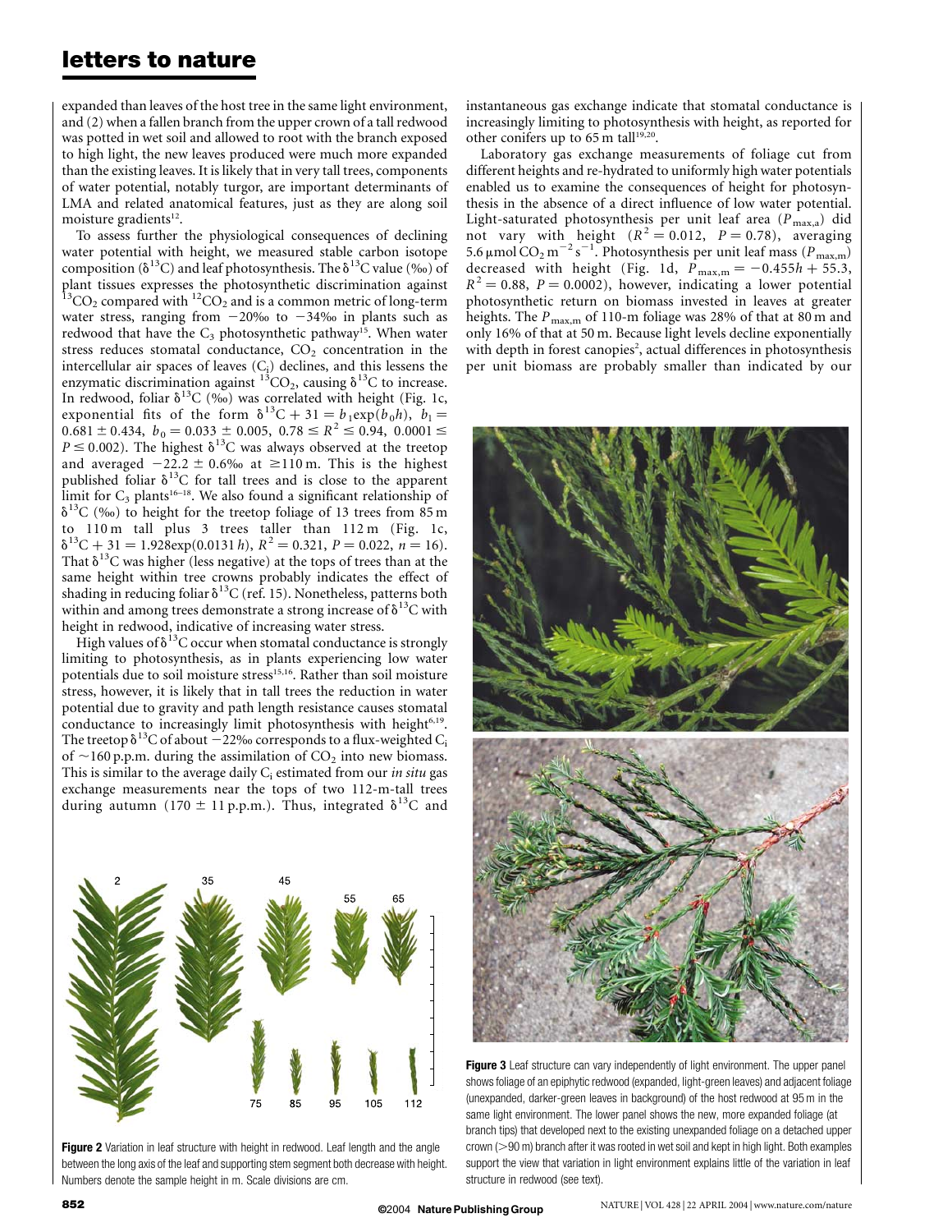expanded than leaves of the host tree in the same light environment, and (2) when a fallen branch from the upper crown of a tall redwood was potted in wet soil and allowed to root with the branch exposed to high light, the new leaves produced were much more expanded than the existing leaves. It is likely that in very tall trees, components of water potential, notably turgor, are important determinants of LMA and related anatomical features, just as they are along soil moisture gradients[12].

To assess further the physiological consequences of declining water potential with height, we measured stable carbon isotope composition ($\delta^{13}C$) and leaf photosynthesis. The $\delta^{13}C$ value (‰) of plant tissues expresses the photosynthetic discrimination against $^{13}CO_2$ compared with $^{12}CO_2$ and is a common metric of long-term water stress, ranging from −20‰ to −34‰ in plants such as redwood that have the $C_3$ photosynthetic pathway[15]. When water stress reduces stomatal conductance, $CO_2$ concentration in the intercellular air spaces of leaves ($C_i$) declines, and this lessens the enzymatic discrimination against $^{13}CO_2$, causing $\delta^{13}C$ to increase. In redwood, foliar $\delta^{13}C$ (‰) was correlated with height (Fig. 1c, exponential fits of the form $\delta^{13}C + 31 = b_1 \exp(b_0 h)$, $b_1 = 0.681 \pm 0.434$, $b_0 = 0.033 \pm 0.005$, $0.78 \leq R^2 \leq 0.94$, $0.0001 \leq P \leq 0.002$). The highest $\delta^{13}C$ was always observed at the treetop and averaged $-22.2 \pm 0.6$‰ at ≥110 m. This is the highest published foliar $\delta^{13}C$ for tall trees and is close to the apparent limit for $C_3$ plants[16–18]. We also found a significant relationship of $\delta^{13}C$ (‰) to height for the treetop foliage of 13 trees from 85 m to 110 m tall plus 3 trees taller than 112 m (Fig. 1c, $\delta^{13}C + 31 = 1.928\exp(0.0131\,h)$, $R^2 = 0.321$, $P = 0.022$, $n = 16$). That $\delta^{13}C$ was higher (less negative) at the tops of trees than at the same height within tree crowns probably indicates the effect of shading in reducing foliar $\delta^{13}C$ (ref. 15). Nonetheless, patterns both within and among trees demonstrate a strong increase of $\delta^{13}C$ with height in redwood, indicative of increasing water stress.

High values of $\delta^{13}C$ occur when stomatal conductance is strongly limiting to photosynthesis, as in plants experiencing low water potentials due to soil moisture stress[15,16]. Rather than soil moisture stress, however, it is likely that in tall trees the reduction in water potential due to gravity and path length resistance causes stomatal conductance to increasingly limit photosynthesis with height[6,19]. The treetop $\delta^{13}C$ of about −22‰ corresponds to a flux-weighted $C_i$ of ~160 p.p.m. during the assimilation of $CO_2$ into new biomass. This is similar to the average daily $C_i$ estimated from our *in situ* gas exchange measurements near the tops of two 112-m-tall trees during autumn (170 ± 11 p.p.m.). Thus, integrated $\delta^{13}C$ and instantaneous gas exchange indicate that stomatal conductance is increasingly limiting to photosynthesis with height, as reported for other conifers up to 65 m tall[19,20].

Laboratory gas exchange measurements of foliage cut from different heights and re-hydrated to uniformly high water potentials enabled us to examine the consequences of height for photosynthesis in the absence of a direct influence of low water potential. Light-saturated photosynthesis per unit leaf area ($P_{max,a}$) did not vary with height ($R^2 = 0.012$, $P = 0.78$), averaging 5.6 μmol $CO_2$ $m^{-2}$ $s^{-1}$. Photosynthesis per unit leaf mass ($P_{max,m}$) decreased with height (Fig. 1d, $P_{max,m} = -0.455h + 55.3$, $R^2 = 0.88$, $P = 0.0002$), however, indicating a lower potential photosynthetic return on biomass invested in leaves at greater heights. The $P_{max,m}$ of 110-m foliage was 28% of that at 80 m and only 16% of that at 50 m. Because light levels decline exponentially with depth in forest canopies[2], actual differences in photosynthesis per unit biomass are probably smaller than indicated by our

**Figure 2** Variation in leaf structure with height in redwood. Leaf length and the angle between the long axis of the leaf and supporting stem segment both decrease with height. Numbers denote the sample height in m. Scale divisions are cm.

**Figure 3** Leaf structure can vary independently of light environment. The upper panel shows foliage of an epiphytic redwood (expanded, light-green leaves) and adjacent foliage (unexpanded, darker-green leaves in background) of the host redwood at 95 m in the same light environment. The lower panel shows the new, more expanded foliage (at branch tips) that developed next to the existing unexpanded foliage on a detached upper crown (>90 m) branch after it was rooted in wet soil and kept in high light. Both examples support the view that variation in light environment explains little of the variation in leaf structure in redwood (see text).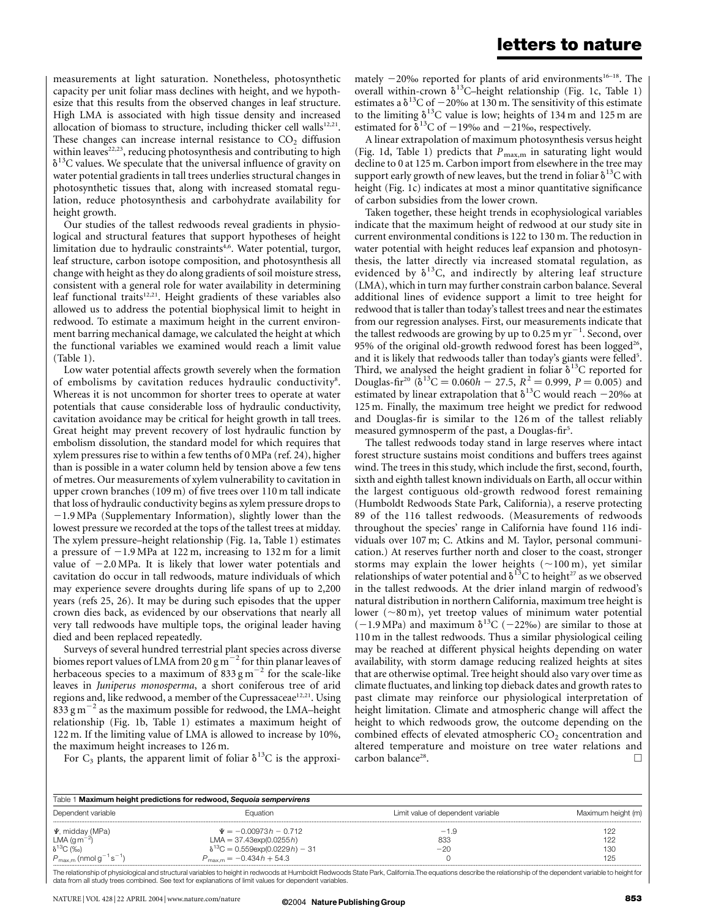measurements at light saturation. Nonetheless, photosynthetic capacity per unit foliar mass declines with height, and we hypothesize that this results from the observed changes in leaf structure. High LMA is associated with high tissue density and increased allocation of biomass to structure, including thicker cell walls[12,21]. These changes can increase internal resistance to $CO_2$ diffusion within leaves[22,23], reducing photosynthesis and contributing to high $\delta^{13}C$ values. We speculate that the universal influence of gravity on water potential gradients in tall trees underlies structural changes in photosynthetic tissues that, along with increased stomatal regulation, reduce photosynthesis and carbohydrate availability for height growth.

Our studies of the tallest redwoods reveal gradients in physiological and structural features that support hypotheses of height limitation due to hydraulic constraints[4,6]. Water potential, turgor, leaf structure, carbon isotope composition, and photosynthesis all change with height as they do along gradients of soil moisture stress, consistent with a general role for water availability in determining leaf functional traits[12,21]. Height gradients of these variables also allowed us to address the potential biophysical limit to height in redwood. To estimate a maximum height in the current environment barring mechanical damage, we calculated the height at which the functional variables we examined would reach a limit value (Table 1).

Low water potential affects growth severely when the formation of embolisms by cavitation reduces hydraulic conductivity[8]. Whereas it is not uncommon for shorter trees to operate at water potentials that cause considerable loss of hydraulic conductivity, cavitation avoidance may be critical for height growth in tall trees. Great height may prevent recovery of lost hydraulic function by embolism dissolution, the standard model for which requires that xylem pressures rise to within a few tenths of 0 MPa (ref. 24), higher than is possible in a water column held by tension above a few tens of metres. Our measurements of xylem vulnerability to cavitation in upper crown branches (109 m) of five trees over 110 m tall indicate that loss of hydraulic conductivity begins as xylem pressure drops to −1.9 MPa (Supplementary Information), slightly lower than the lowest pressure we recorded at the tops of the tallest trees at midday. The xylem pressure–height relationship (Fig. 1a, Table 1) estimates a pressure of −1.9 MPa at 122 m, increasing to 132 m for a limit value of −2.0 MPa. It is likely that lower water potentials and cavitation do occur in tall redwoods, mature individuals of which may experience severe droughts during life spans of up to 2,200 years (refs 25, 26). It may be during such episodes that the upper crown dies back, as evidenced by our observations that nearly all very tall redwoods have multiple tops, the original leader having died and been replaced repeatedly.

Surveys of several hundred terrestrial plant species across diverse biomes report values of LMA from 20 $g\,m^{-2}$ for thin planar leaves of herbaceous species to a maximum of 833 $g\,m^{-2}$ for the scale-like leaves in *Juniperus monosperma*, a short coniferous tree of arid regions and, like redwood, a member of the Cupressaceae[12,21]. Using 833 $g\,m^{-2}$ as the maximum possible for redwood, the LMA–height relationship (Fig. 1b, Table 1) estimates a maximum height of 122 m. If the limiting value of LMA is allowed to increase by 10%, the maximum height increases to 126 m.

For $C_3$ plants, the apparent limit of foliar $\delta^{13}C$ is the approximately −20‰ reported for plants of arid environments[16–18]. The overall within-crown $\delta^{13}C$–height relationship (Fig. 1c, Table 1) estimates a $\delta^{13}C$ of −20‰ at 130 m. The sensitivity of this estimate to the limiting $\delta^{13}C$ value is low; heights of 134 m and 125 m are estimated for $\delta^{13}C$ of −19‰ and −21‰, respectively.

A linear extrapolation of maximum photosynthesis versus height (Fig. 1d, Table 1) predicts that $P_{max,m}$ in saturating light would decline to 0 at 125 m. Carbon import from elsewhere in the tree may support early growth of new leaves, but the trend in foliar $\delta^{13}C$ with height (Fig. 1c) indicates at most a minor quantitative significance of carbon subsidies from the lower crown.

Taken together, these height trends in ecophysiological variables indicate that the maximum height of redwood at our study site in current environmental conditions is 122 to 130 m. The reduction in water potential with height reduces leaf expansion and photosynthesis, the latter directly via increased stomatal regulation, as evidenced by $\delta^{13}C$, and indirectly by altering leaf structure (LMA), which in turn may further constrain carbon balance. Several additional lines of evidence support a limit to tree height for redwood that is taller than today's tallest trees and near the estimates from our regression analyses. First, our measurements indicate that the tallest redwoods are growing by up to 0.25 $m\,yr^{-1}$. Second, over 95% of the original old-growth redwood forest has been logged[26], and it is likely that redwoods taller than today's giants were felled[5]. Third, we analysed the height gradient in foliar $\delta^{13}C$ reported for Douglas-fir[20] ($\delta^{13}C = 0.060h - 27.5$, $R^2 = 0.999$, $P = 0.005$) and estimated by linear extrapolation that $\delta^{13}C$ would reach −20‰ at 125 m. Finally, the maximum tree height we predict for redwood and Douglas-fir is similar to the 126 m of the tallest reliably measured gymnosperm of the past, a Douglas-fir[5].

The tallest redwoods today stand in large reserves where intact forest structure sustains moist conditions and buffers trees against wind. The trees in this study, which include the first, second, fourth, sixth and eighth tallest known individuals on Earth, all occur within the largest contiguous old-growth redwood forest remaining (Humboldt Redwoods State Park, California), a reserve protecting 89 of the 116 tallest redwoods. (Measurements of redwoods throughout the species' range in California have found 116 individuals over 107 m; C. Atkins and M. Taylor, personal communication.) At reserves further north and closer to the coast, stronger storms may explain the lower heights (~100 m), yet similar relationships of water potential and $\delta^{13}C$ to height[27] as we observed in the tallest redwoods. At the drier inland margin of redwood's natural distribution in northern California, maximum tree height is lower (~80 m), yet treetop values of minimum water potential (−1.9 MPa) and maximum $\delta^{13}C$ (−22‰) are similar to those at 110 m in the tallest redwoods. Thus a similar physiological ceiling may be reached at different physical heights depending on water availability, with storm damage reducing realized heights at sites that are otherwise optimal. Tree height should also vary over time as climate fluctuates, and linking top dieback dates and growth rates to past climate may reinforce our physiological interpretation of height limitation. Climate and atmospheric change will affect the height to which redwoods grow, the outcome depending on the combined effects of elevated atmospheric $CO_2$ concentration and altered temperature and moisture on tree water relations and carbon balance[28]. □

Table 1 **Maximum height predictions for redwood, *Sequoia sempervirens***

| Dependent variable | Equation | Limit value of dependent variable | Maximum height (m) |
|---|---|---|---|
| $\Psi$, midday (MPa) | $\Psi = -0.00973h - 0.712$ | −1.9 | 122 |
| LMA ($g\,m^{-2}$) | $LMA = 37.43\exp(0.0255h)$ | 833 | 122 |
| $\delta^{13}C$ (‰) | $\delta^{13}C = 0.559\exp(0.0229h) - 31$ | −20 | 130 |
| $P_{max,m}$ ($nmol\,g^{-1}\,s^{-1}$) | $P_{max,m} = -0.434h + 54.3$ | 0 | 125 |

The relationship of physiological and structural variables to height in redwoods at Humboldt Redwoods State Park, California. The equations describe the relationship of the dependent variable to height for data from all study trees combined. See text for explanations of limit values for dependent variables.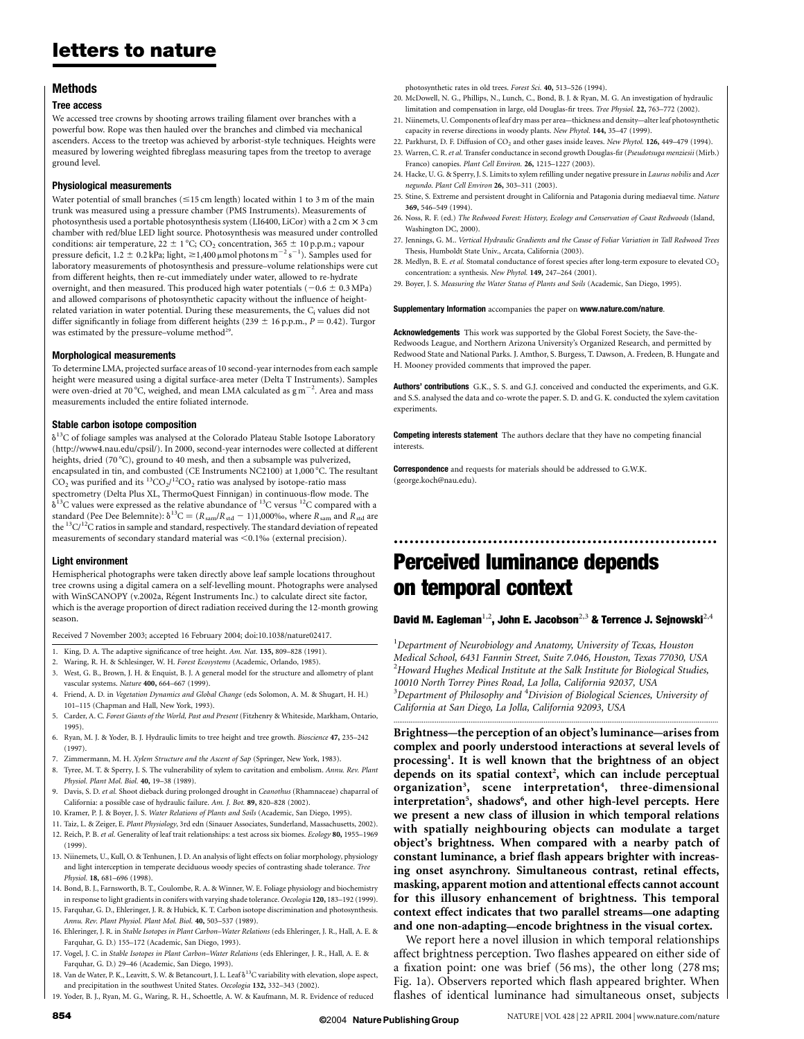## Methods

### Tree access

We accessed tree crowns by shooting arrows trailing filament over branches with a powerful bow. Rope was then hauled over the branches and climbed via mechanical ascenders. Access to the treetop was achieved by arborist-style techniques. Heights were measured by lowering weighted fibreglass measuring tapes from the treetop to average ground level.

### Physiological measurements

Water potential of small branches (≤15 cm length) located within 1 to 3 m of the main trunk was measured using a pressure chamber (PMS Instruments). Measurements of photosynthesis used a portable photosynthesis system (LI6400, LiCor) with a 2 cm × 3 cm chamber with red/blue LED light source. Photosynthesis was measured under controlled conditions: air temperature, 22 ± 1 °C; $CO_2$ concentration, 365 ± 10 p.p.m.; vapour pressure deficit, 1.2 ± 0.2 kPa; light, ≥1,400 μmol photons $m^{-2} s^{-1}$). Samples used for laboratory measurements of photosynthesis and pressure–volume relationships were cut from different heights, then re-cut immediately under water, allowed to re-hydrate overnight, and then measured. This produced high water potentials (−0.6 ± 0.3 MPa) and allowed comparisons of photosynthetic capacity without the influence of height-related variation in water potential. During these measurements, the $C_i$ values did not differ significantly in foliage from different heights (239 ± 16 p.p.m., $P = 0.42$). Turgor was estimated by the pressure–volume method[29].

### Morphological measurements

To determine LMA, projected surface areas of 10 second-year internodes from each sample height were measured using a digital surface-area meter (Delta T Instruments). Samples were oven-dried at 70 °C, weighed, and mean LMA calculated as g $m^{-2}$. Area and mass measurements included the entire foliated internode.

### Stable carbon isotope composition

$\delta^{13}C$ of foliage samples was analysed at the Colorado Plateau Stable Isotope Laboratory (http://www4.nau.edu/cpsil/). In 2000, second-year internodes were collected at different heights, dried (70 °C), ground to 40 mesh, and then a subsample was pulverized, encapsulated in tin, and combusted (CE Instruments NC2100) at 1,000 °C. The resultant $CO_2$ was purified and its $^{13}CO_2/^{12}CO_2$ ratio was analysed by isotope-ratio mass spectrometry (Delta Plus XL, ThermoQuest Finnigan) in continuous-flow mode. The $\delta^{13}C$ values were expressed as the relative abundance of $^{13}C$ versus $^{12}C$ compared with a standard (Pee Dee Belemnite): $\delta^{13}C = (R_{sam}/R_{std} - 1)1{,}000‰$, where $R_{sam}$ and $R_{std}$ are the $^{13}C/^{12}C$ ratios in sample and standard, respectively. The standard deviation of repeated measurements of secondary standard material was <0.1‰ (external precision).

### Light environment

Hemispherical photographs were taken directly above leaf sample locations throughout tree crowns using a digital camera on a self-levelling mount. Photographs were analysed with WinSCANOPY (v.2002a, Régent Instruments Inc.) to calculate direct site factor, which is the average proportion of direct radiation received during the 12-month growing season.

Received 7 November 2003; accepted 16 February 2004; doi:10.1038/nature02417.

1. King, D. A. The adaptive significance of tree height. *Am. Nat.* **135,** 809–828 (1991).
2. Waring, R. H. & Schlesinger, W. H. *Forest Ecosystems* (Academic, Orlando, 1985).
3. West, G. B., Brown, J. H. & Enquist, B. J. A general model for the structure and allometry of plant vascular systems. *Nature* **400,** 664–667 (1999).
4. Friend, A. D. in *Vegetation Dynamics and Global Change* (eds Solomon, A. M. & Shugart, H. H.) 101–115 (Chapman and Hall, New York, 1993).
5. Carder, A. C. *Forest Giants of the World, Past and Present* (Fitzhenry & Whiteside, Markham, Ontario, 1995).
6. Ryan, M. J. & Yoder, B. J. Hydraulic limits to tree height and tree growth. *Bioscience* **47,** 235–242 (1997).
7. Zimmermann, M. H. *Xylem Structure and the Ascent of Sap* (Springer, New York, 1983).
8. Tyree, M. T. & Sperry, J. S. The vulnerability of xylem to cavitation and embolism. *Annu. Rev. Plant Physiol. Plant Mol. Biol.* **40,** 19–38 (1989).
9. Davis, S. D. *et al.* Shoot dieback during prolonged drought in *Ceanothus* (Rhamnaceae) chaparral of California: a possible case of hydraulic failure. *Am. J. Bot.* **89,** 820–828 (2002).
10. Kramer, P. J. & Boyer, J. S. *Water Relations of Plants and Soils* (Academic, San Diego, 1995).
11. Taiz, L. & Zeiger, E. *Plant Physiology*, 3rd edn (Sinauer Associates, Sunderland, Massachusetts, 2002).
12. Reich, P. B. *et al.* Generality of leaf trait relationships: a test across six biomes. *Ecology* **80,** 1955–1969 (1999).
13. Niinemets, U., Kull, O. & Tenhunen, J. D. An analysis of light effects on foliar morphology, physiology and light interception in temperate deciduous woody species of contrasting shade tolerance. *Tree Physiol.* **18,** 681–696 (1998).
14. Bond, B. J., Farnsworth, B. T., Coulombe, R. A. & Winner, W. E. Foliage physiology and biochemistry in response to light gradients in conifers with varying shade tolerance. *Oecologia* **120,** 183–192 (1999).
15. Farquhar, G. D., Ehleringer, J. R. & Hubick, K. T. Carbon isotope discrimination and photosynthesis. *Annu. Rev. Plant Physiol. Plant Mol. Biol.* **40,** 503–537 (1989).
16. Ehleringer, J. R. in *Stable Isotopes in Plant Carbon–Water Relations* (eds Ehleringer, J. R., Hall, A. E. & Farquhar, G. D.) 155–172 (Academic, San Diego, 1993).
17. Vogel, J. C. in *Stable Isotopes in Plant Carbon–Water Relations* (eds Ehleringer, J. R., Hall, A. E. & Farquhar, G. D.) 29–46 (Academic, San Diego, 1993).
18. Van de Water, P. K., Leavitt, S. W. & Betancourt, J. L. Leaf $\delta^{13}C$ variability with elevation, slope aspect, and precipitation in the southwest United States. *Oecologia* **132,** 332–343 (2002).
19. Yoder, B. J., Ryan, M. G., Waring, R. H., Schoettle, A. W. & Kaufmann, M. R. Evidence of reduced photosynthetic rates in old trees. *Forest Sci.* **40,** 513–526 (1994).
20. McDowell, N. G., Phillips, N., Lunch, C., Bond, B. J. & Ryan, M. G. An investigation of hydraulic limitation and compensation in large, old Douglas-fir trees. *Tree Physiol.* **22,** 763–772 (2002).
21. Niinemets, U. Components of leaf dry mass per area—thickness and density—alter leaf photosynthetic capacity in reverse directions in woody plants. *New Phytol.* **144,** 35–47 (1999).
22. Parkhurst, D. F. Diffusion of $CO_2$ and other gases inside leaves. *New Phytol.* **126,** 449–479 (1994).
23. Warren, C. R. *et al.* Transfer conductance in second growth Douglas-fir (*Pseudotsuga menziesii* (Mirb.) Franco) canopies. *Plant Cell Environ.* **26,** 1215–1227 (2003).
24. Hacke, U. G. & Sperry, J. S. Limits to xylem refilling under negative pressure in *Laurus nobilis* and *Acer negundo*. *Plant Cell Environ* **26,** 303–311 (2003).
25. Stine, S. Extreme and persistent drought in California and Patagonia during mediaeval time. *Nature* **369,** 546–549 (1994).
26. Noss, R. F. (ed.) *The Redwood Forest: History, Ecology and Conservation of Coast Redwoods* (Island, Washington DC, 2000).
27. Jennings, G. M.. *Vertical Hydraulic Gradients and the Cause of Foliar Variation in Tall Redwood Trees* Thesis, Humboldt State Univ., Arcata, California (2003).
28. Medlyn, B. E. *et al.* Stomatal conductance of forest species after long-term exposure to elevated $CO_2$ concentration: a synthesis. *New Phytol.* **149,** 247–264 (2001).
29. Boyer, J. S. *Measuring the Water Status of Plants and Soils* (Academic, San Diego, 1995).

**Supplementary Information** accompanies the paper on **www.nature.com/nature**.

**Acknowledgements** This work was supported by the Global Forest Society, the Save-the-Redwoods League, and Northern Arizona University's Organized Research, and permitted by Redwood State and National Parks. J. Amthor, S. Burgess, T. Dawson, A. Fredeen, B. Hungate and H. Mooney provided comments that improved the paper.

**Authors' contributions** G.K., S. S. and G.J. conceived and conducted the experiments, and G.K. and S.S. analysed the data and co-wrote the paper. S. D. and G. K. conducted the xylem cavitation experiments.

**Competing interests statement** The authors declare that they have no competing financial interests.

**Correspondence** and requests for materials should be addressed to G.W.K. (george.koch@nau.edu).

# Perceived luminance depends on temporal context

**David M. Eagleman[1,2], John E. Jacobson[2,3] & Terrence J. Sejnowski[2,4]**

[1]*Department of Neurobiology and Anatomy, University of Texas, Houston Medical School, 6431 Fannin Street, Suite 7.046, Houston, Texas 77030, USA*
[2]*Howard Hughes Medical Institute at the Salk Institute for Biological Studies, 10010 North Torrey Pines Road, La Jolla, California 92037, USA*
[3]*Department of Philosophy and* [4]*Division of Biological Sciences, University of California at San Diego, La Jolla, California 92093, USA*

**Brightness—the perception of an object's luminance—arises from complex and poorly understood interactions at several levels of processing[1]. It is well known that the brightness of an object depends on its spatial context[2], which can include perceptual organization[3], scene interpretation[4], three-dimensional interpretation[5], shadows[6], and other high-level percepts. Here we present a new class of illusion in which temporal relations with spatially neighbouring objects can modulate a target object's brightness. When compared with a nearby patch of constant luminance, a brief flash appears brighter with increasing onset asynchrony. Simultaneous contrast, retinal effects, masking, apparent motion and attentional effects cannot account for this illusory enhancement of brightness. This temporal context effect indicates that two parallel streams—one adapting and one non-adapting—encode brightness in the visual cortex.**

We report here a novel illusion in which temporal relationships affect brightness perception. Two flashes appeared on either side of a fixation point: one was brief (56 ms), the other long (278 ms; Fig. 1a). Observers reported which flash appeared brighter. When flashes of identical luminance had simultaneous onset, subjects